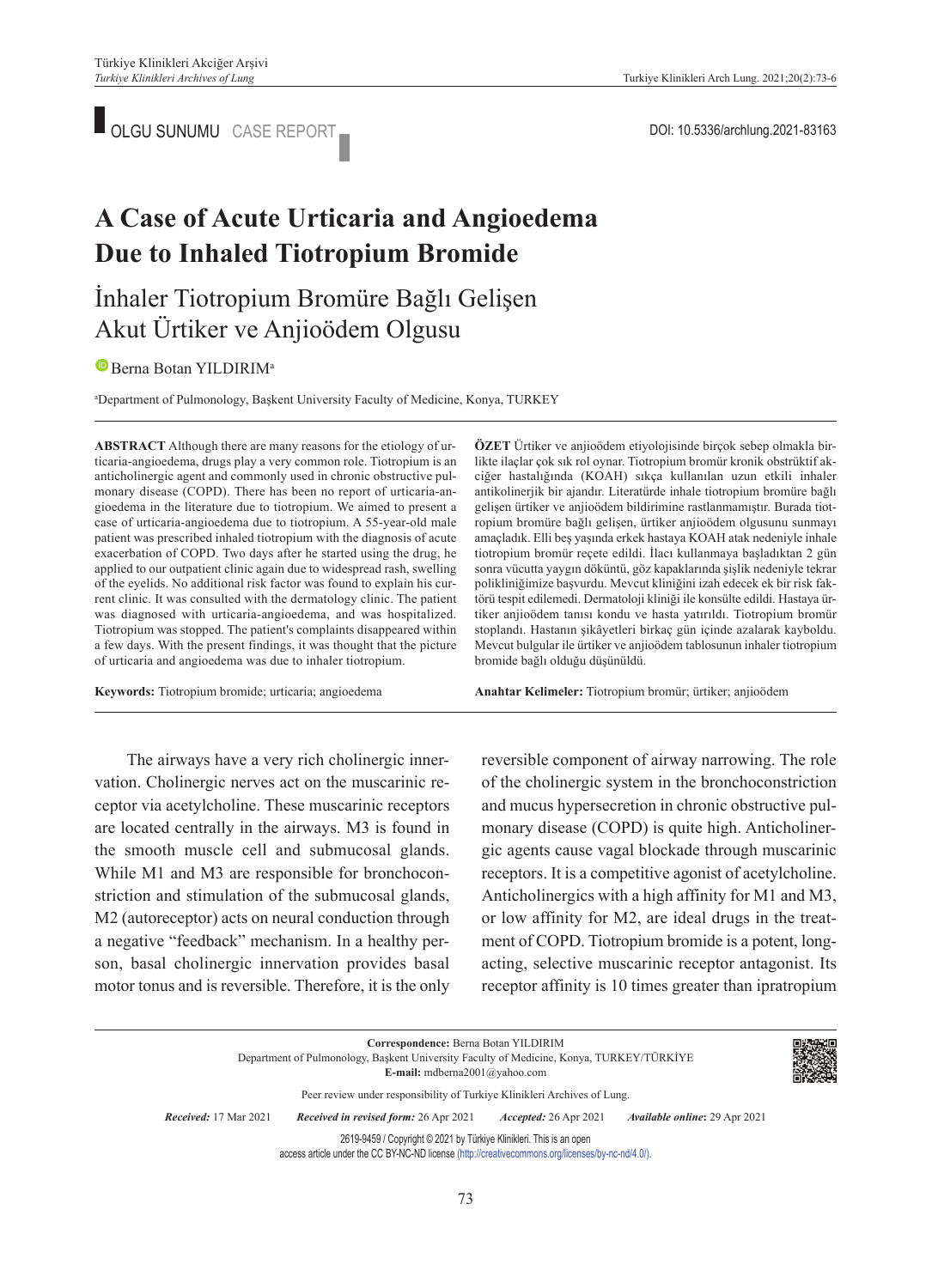OLGU SUNUMU CASE REPORT

DOI: 10.5336/archlung.2021-83163

# A Case of Acute Urticaria and Angioedema Due to Inhaled Tiotropium Bromide

# İnhaler Tiotropium Bromüre Bağlı Gelişen Akut Ürtiker ve Anjioödem Olgusu

Berna Botan YILDIRIM[a]

[a]Department of Pulmonology, Başkent University Faculty of Medicine, Konya, TURKEY

**ABSTRACT** Although there are many reasons for the etiology of urticaria-angioedema, drugs play a very common role. Tiotropium is an anticholinergic agent and commonly used in chronic obstructive pulmonary disease (COPD). There has been no report of urticaria-angioedema in the literature due to tiotropium. We aimed to present a case of urticaria-angioedema due to tiotropium. A 55-year-old male patient was prescribed inhaled tiotropium with the diagnosis of acute exacerbation of COPD. Two days after he started using the drug, he applied to our outpatient clinic again due to widespread rash, swelling of the eyelids. No additional risk factor was found to explain his current clinic. It was consulted with the dermatology clinic. The patient was diagnosed with urticaria-angioedema, and was hospitalized. Tiotropium was stopped. The patient's complaints disappeared within a few days. With the present findings, it was thought that the picture of urticaria and angioedema was due to inhaler tiotropium.

**Keywords:** Tiotropium bromide; urticaria; angioedema

**ÖZET** Ürtiker ve anjioödem etiyolojisinde birçok sebep olmakla birlikte ilaçlar çok sık rol oynar. Tiotropium bromür kronik obstrüktif akciğer hastalığında (KOAH) sıkça kullanılan uzun etkili inhaler antikolinerjik bir ajandır. Literatürde inhale tiotropium bromüre bağlı gelişen ürtiker ve anjioödem bildirimine rastlanmamıştır. Burada tiotropium bromüre bağlı gelişen, ürtiker anjioödem olgusunu sunmayı amaçladık. Elli beş yaşında erkek hastaya KOAH atak nedeniyle inhale tiotropium bromür reçete edildi. İlacı kullanmaya başladıktan 2 gün sonra vücutta yaygın döküntü, göz kapaklarında şişlik nedeniyle tekrar polikliniğimize başvurdu. Mevcut kliniğini izah edecek ek bir risk faktörü tespit edilemedi. Dermatoloji kliniği ile konsülte edildi. Hastaya ürtiker anjioödem tanısı kondu ve hasta yatırıldı. Tiotropium bromür stoplandı. Hastanın şikâyetleri birkaç gün içinde azalarak kayboldu. Mevcut bulgular ile ürtiker ve anjioödem tablosunun inhaler tiotropium bromide bağlı olduğu düşünüldü.

**Anahtar Kelimeler:** Tiotropium bromür; ürtiker; anjioödem

The airways have a very rich cholinergic innervation. Cholinergic nerves act on the muscarinic receptor via acetylcholine. These muscarinic receptors are located centrally in the airways. M3 is found in the smooth muscle cell and submucosal glands. While M1 and M3 are responsible for bronchoconstriction and stimulation of the submucosal glands, M2 (autoreceptor) acts on neural conduction through a negative "feedback" mechanism. In a healthy person, basal cholinergic innervation provides basal motor tonus and is reversible. Therefore, it is the only reversible component of airway narrowing. The role of the cholinergic system in the bronchoconstriction and mucus hypersecretion in chronic obstructive pulmonary disease (COPD) is quite high. Anticholinergic agents cause vagal blockade through muscarinic receptors. It is a competitive agonist of acetylcholine. Anticholinergics with a high affinity for M1 and M3, or low affinity for M2, are ideal drugs in the treatment of COPD. Tiotropium bromide is a potent, long-acting, selective muscarinic receptor antagonist. Its receptor affinity is 10 times greater than ipratropium

**Correspondence:** Berna Botan YILDIRIM
Department of Pulmonology, Başkent University Faculty of Medicine, Konya, TURKEY/TÜRKİYE
**E-mail:** mdberna2001@yahoo.com

Peer review under responsibility of Turkiye Klinikleri Archives of Lung.

*Received:* 17 Mar 2021 *Received in revised form:* 26 Apr 2021 *Accepted:* 26 Apr 2021 *Available online:* 29 Apr 2021

2619-9459 / Copyright © 2021 by Türkiye Klinikleri. This is an open access article under the CC BY-NC-ND license (http://creativecommons.org/licenses/by-nc-nd/4.0/).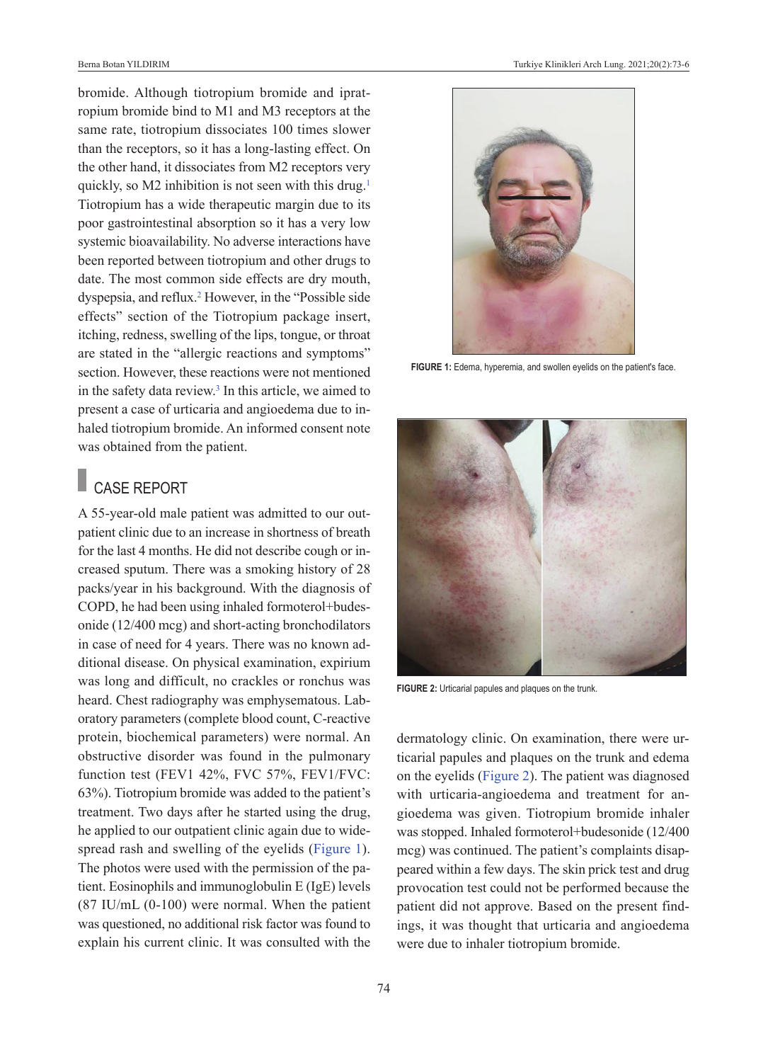bromide. Although tiotropium bromide and ipratropium bromide bind to M1 and M3 receptors at the same rate, tiotropium dissociates 100 times slower than the receptors, so it has a long-lasting effect. On the other hand, it dissociates from M2 receptors very quickly, so M2 inhibition is not seen with this drug.[1] Tiotropium has a wide therapeutic margin due to its poor gastrointestinal absorption so it has a very low systemic bioavailability. No adverse interactions have been reported between tiotropium and other drugs to date. The most common side effects are dry mouth, dyspepsia, and reflux.[2] However, in the "Possible side effects" section of the Tiotropium package insert, itching, redness, swelling of the lips, tongue, or throat are stated in the "allergic reactions and symptoms" section. However, these reactions were not mentioned in the safety data review.[3] In this article, we aimed to present a case of urticaria and angioedema due to inhaled tiotropium bromide. An informed consent note was obtained from the patient.

## CASE REPORT

A 55-year-old male patient was admitted to our outpatient clinic due to an increase in shortness of breath for the last 4 months. He did not describe cough or increased sputum. There was a smoking history of 28 packs/year in his background. With the diagnosis of COPD, he had been using inhaled formoterol+budesonide (12/400 mcg) and short-acting bronchodilators in case of need for 4 years. There was no known additional disease. On physical examination, expirium was long and difficult, no crackles or ronchus was heard. Chest radiography was emphysematous. Laboratory parameters (complete blood count, C-reactive protein, biochemical parameters) were normal. An obstructive disorder was found in the pulmonary function test (FEV1 42%, FVC 57%, FEV1/FVC: 63%). Tiotropium bromide was added to the patient's treatment. Two days after he started using the drug, he applied to our outpatient clinic again due to widespread rash and swelling of the eyelids (Figure 1). The photos were used with the permission of the patient. Eosinophils and immunoglobulin E (IgE) levels (87 IU/mL (0-100) were normal. When the patient was questioned, no additional risk factor was found to explain his current clinic. It was consulted with the dermatology clinic. On examination, there were urticarial papules and plaques on the trunk and edema on the eyelids (Figure 2). The patient was diagnosed with urticaria-angioedema and treatment for angioedema was given. Tiotropium bromide inhaler was stopped. Inhaled formoterol+budesonide (12/400 mcg) was continued. The patient's complaints disappeared within a few days. The skin prick test and drug provocation test could not be performed because the patient did not approve. Based on the present findings, it was thought that urticaria and angioedema were due to inhaler tiotropium bromide.

**FIGURE 1:** Edema, hyperemia, and swollen eyelids on the patient's face.

**FIGURE 2:** Urticarial papules and plaques on the trunk.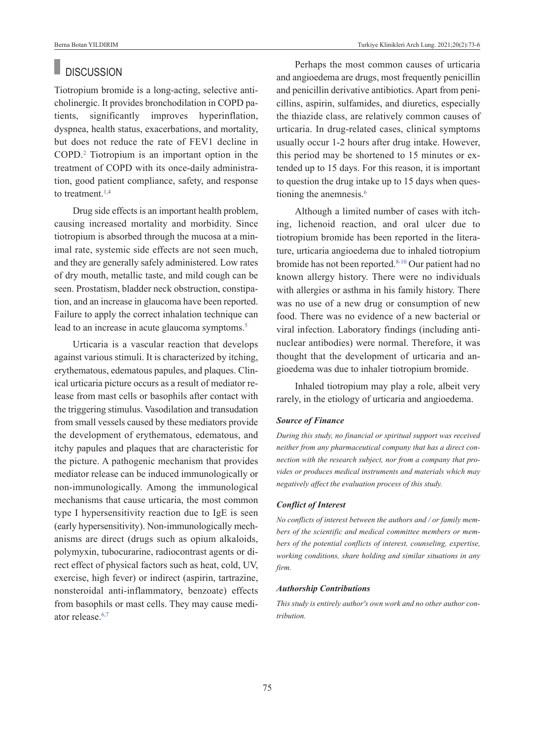## DISCUSSION

Tiotropium bromide is a long-acting, selective anticholinergic. It provides bronchodilation in COPD patients, significantly improves hyperinflation, dyspnea, health status, exacerbations, and mortality, but does not reduce the rate of FEV1 decline in COPD.[2] Tiotropium is an important option in the treatment of COPD with its once-daily administration, good patient compliance, safety, and response to treatment.[1,4]

Drug side effects is an important health problem, causing increased mortality and morbidity. Since tiotropium is absorbed through the mucosa at a minimal rate, systemic side effects are not seen much, and they are generally safely administered. Low rates of dry mouth, metallic taste, and mild cough can be seen. Prostatism, bladder neck obstruction, constipation, and an increase in glaucoma have been reported. Failure to apply the correct inhalation technique can lead to an increase in acute glaucoma symptoms.[5]

Urticaria is a vascular reaction that develops against various stimuli. It is characterized by itching, erythematous, edematous papules, and plaques. Clinical urticaria picture occurs as a result of mediator release from mast cells or basophils after contact with the triggering stimulus. Vasodilation and transudation from small vessels caused by these mediators provide the development of erythematous, edematous, and itchy papules and plaques that are characteristic for the picture. A pathogenic mechanism that provides mediator release can be induced immunologically or non-immunologically. Among the immunological mechanisms that cause urticaria, the most common type I hypersensitivity reaction due to IgE is seen (early hypersensitivity). Non-immunologically mechanisms are direct (drugs such as opium alkaloids, polymyxin, tubocurarine, radiocontrast agents or direct effect of physical factors such as heat, cold, UV, exercise, high fever) or indirect (aspirin, tartrazine, nonsteroidal anti-inflammatory, benzoate) effects from basophils or mast cells. They may cause mediator release.[6,7]

Perhaps the most common causes of urticaria and angioedema are drugs, most frequently penicillin and penicillin derivative antibiotics. Apart from penicillins, aspirin, sulfamides, and diuretics, especially the thiazide class, are relatively common causes of urticaria. In drug-related cases, clinical symptoms usually occur 1-2 hours after drug intake. However, this period may be shortened to 15 minutes or extended up to 15 days. For this reason, it is important to question the drug intake up to 15 days when questioning the anemnesis.[6]

Although a limited number of cases with itching, lichenoid reaction, and oral ulcer due to tiotropium bromide has been reported in the literature, urticaria angioedema due to inhaled tiotropium bromide has not been reported.[8-10] Our patient had no known allergy history. There were no individuals with allergies or asthma in his family history. There was no use of a new drug or consumption of new food. There was no evidence of a new bacterial or viral infection. Laboratory findings (including antinuclear antibodies) were normal. Therefore, it was thought that the development of urticaria and angioedema was due to inhaler tiotropium bromide.

Inhaled tiotropium may play a role, albeit very rarely, in the etiology of urticaria and angioedema.

### *Source of Finance*

*During this study, no financial or spiritual support was received neither from any pharmaceutical company that has a direct connection with the research subject, nor from a company that provides or produces medical instruments and materials which may negatively affect the evaluation process of this study.*

### *Conflict of Interest*

*No conflicts of interest between the authors and / or family members of the scientific and medical committee members or members of the potential conflicts of interest, counseling, expertise, working conditions, share holding and similar situations in any firm.*

### *Authorship Contributions*

*This study is entirely author's own work and no other author contribution.*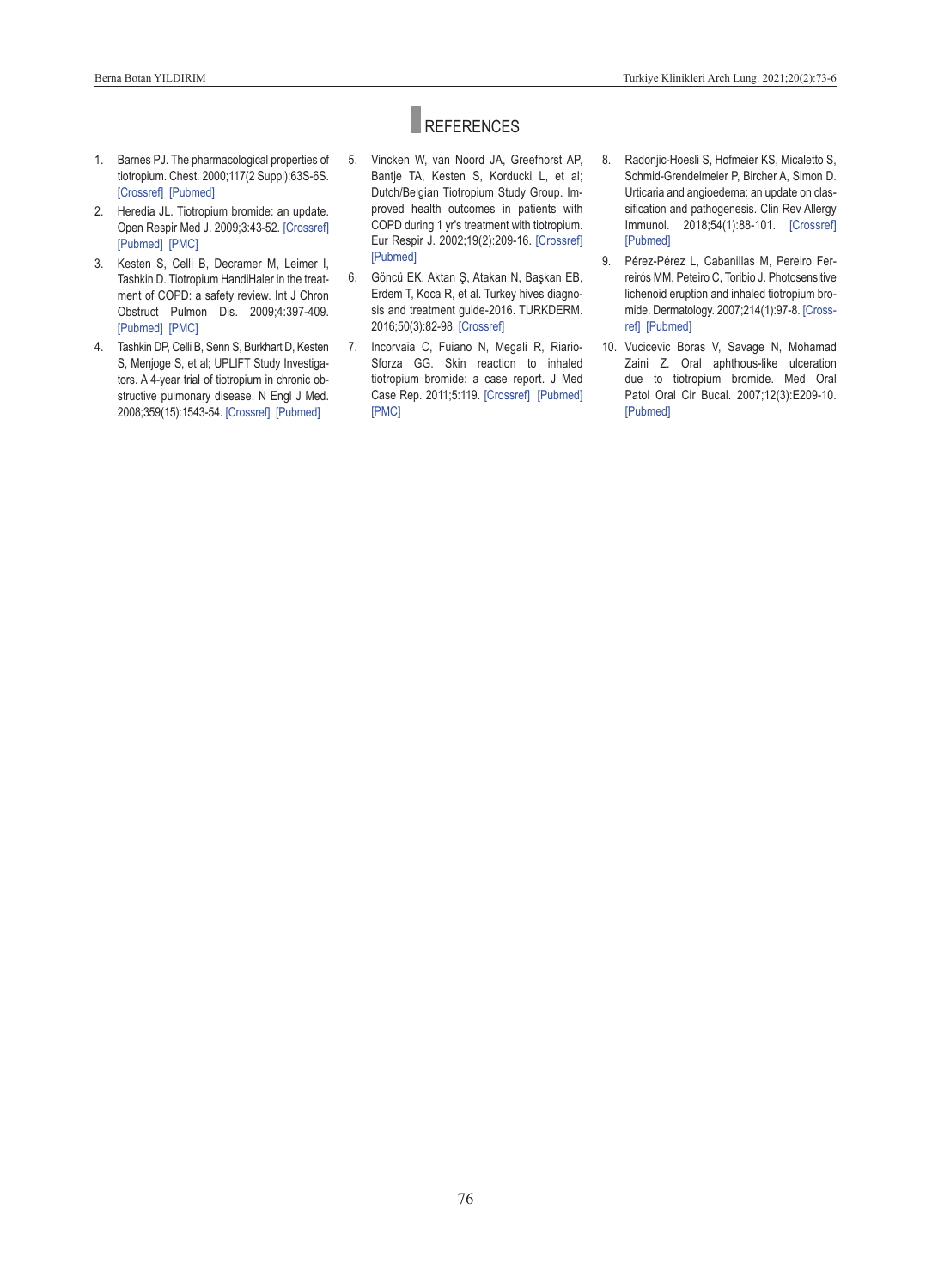## REFERENCES

1. Barnes PJ. The pharmacological properties of tiotropium. Chest. 2000;117(2 Suppl):63S-6S. [Crossref] [Pubmed]
2. Heredia JL. Tiotropium bromide: an update. Open Respir Med J. 2009;3:43-52. [Crossref] [Pubmed] [PMC]
3. Kesten S, Celli B, Decramer M, Leimer I, Tashkin D. Tiotropium HandiHaler in the treatment of COPD: a safety review. Int J Chron Obstruct Pulmon Dis. 2009;4:397-409. [Pubmed] [PMC]
4. Tashkin DP, Celli B, Senn S, Burkhart D, Kesten S, Menjoge S, et al; UPLIFT Study Investigators. A 4-year trial of tiotropium in chronic obstructive pulmonary disease. N Engl J Med. 2008;359(15):1543-54. [Crossref] [Pubmed]
5. Vincken W, van Noord JA, Greefhorst AP, Bantje TA, Kesten S, Korducki L, et al; Dutch/Belgian Tiotropium Study Group. Improved health outcomes in patients with COPD during 1 yr's treatment with tiotropium. Eur Respir J. 2002;19(2):209-16. [Crossref] [Pubmed]
6. Göncü EK, Aktan Ş, Atakan N, Başkan EB, Erdem T, Koca R, et al. Turkey hives diagnosis and treatment guide-2016. TURKDERM. 2016;50(3):82-98. [Crossref]
7. Incorvaia C, Fuiano N, Megali R, Riario-Sforza GG. Skin reaction to inhaled tiotropium bromide: a case report. J Med Case Rep. 2011;5:119. [Crossref] [Pubmed] [PMC]
8. Radonjic-Hoesli S, Hofmeier KS, Micaletto S, Schmid-Grendelmeier P, Bircher A, Simon D. Urticaria and angioedema: an update on classification and pathogenesis. Clin Rev Allergy Immunol. 2018;54(1):88-101. [Crossref] [Pubmed]
9. Pérez-Pérez L, Cabanillas M, Pereiro Ferreirós MM, Peteiro C, Toribio J. Photosensitive lichenoid eruption and inhaled tiotropium bromide. Dermatology. 2007;214(1):97-8. [Crossref] [Pubmed]
10. Vucicevic Boras V, Savage N, Mohamad Zaini Z. Oral aphthous-like ulceration due to tiotropium bromide. Med Oral Patol Oral Cir Bucal. 2007;12(3):E209-10. [Pubmed]